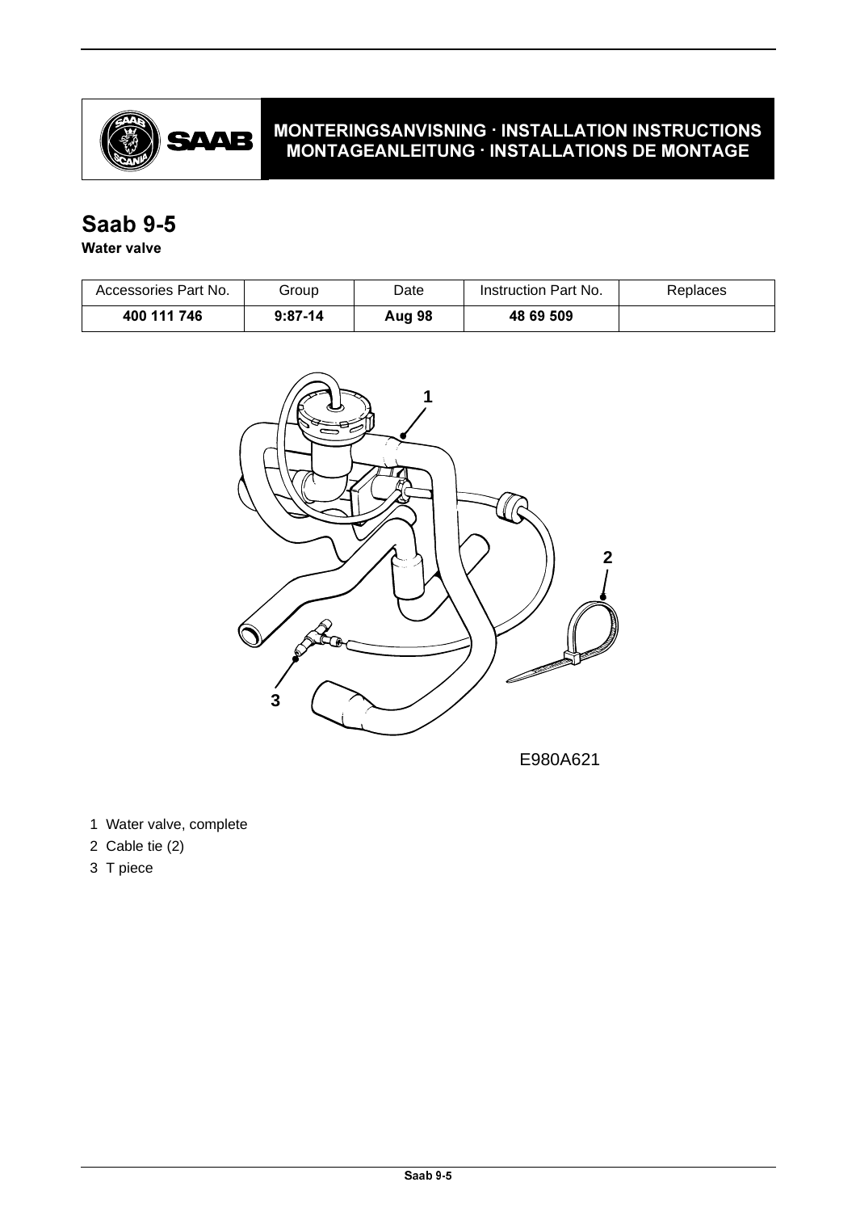MONTERINGSANVISNING · INSTALLATION INSTRUCTIONS
MONTAGEANLEITUNG · INSTALLATIONS DE MONTAGE

# Saab 9-5

**Water valve**

| Accessories Part No. | Group | Date | Instruction Part No. | Replaces |
|---|---|---|---|---|
| **400 111 746** | **9:87-14** | **Aug 98** | **48 69 509** | |

E980A621

1 Water valve, complete
2 Cable tie (2)
3 T piece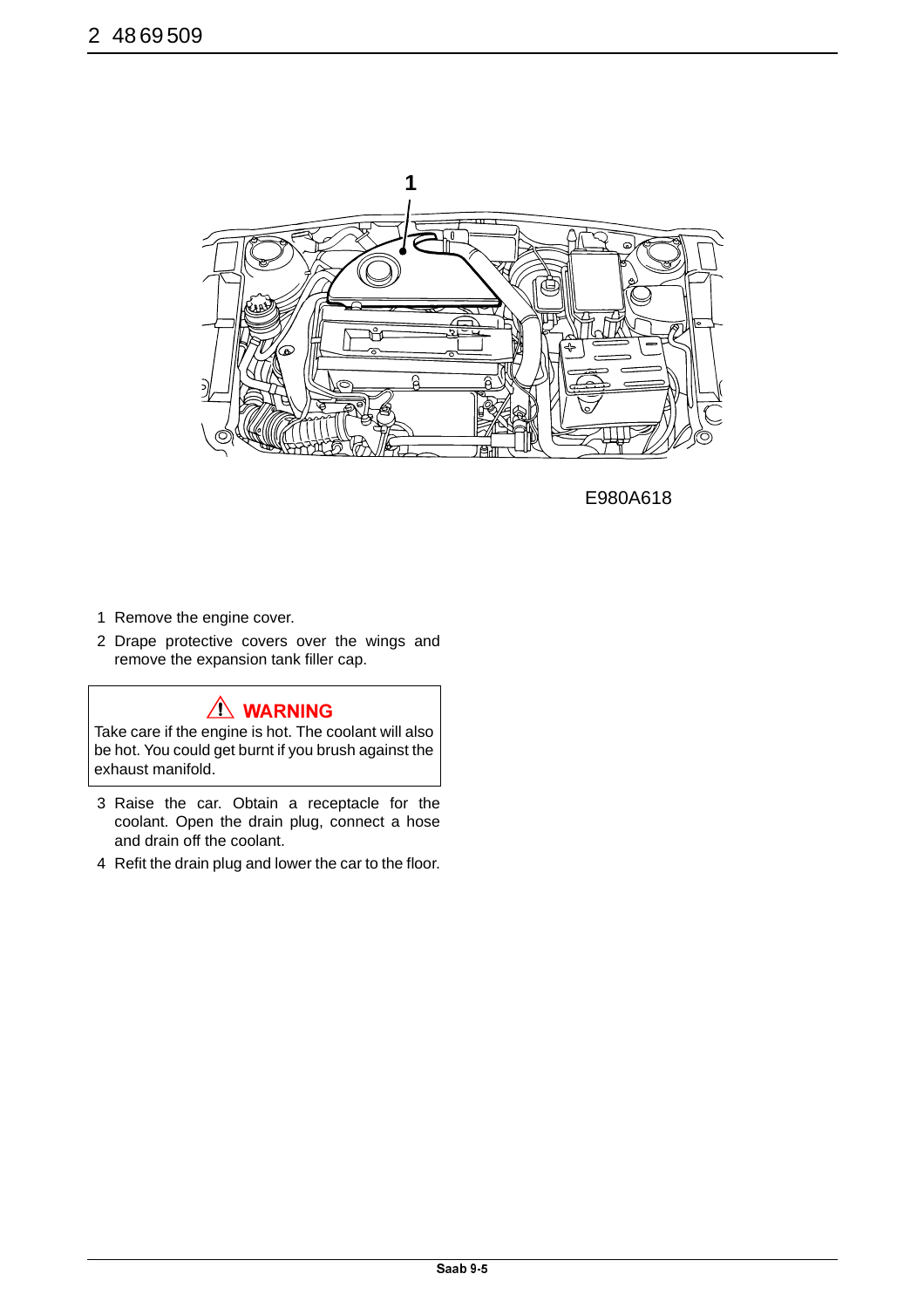1

E980A618

1. Remove the engine cover.
2. Drape protective covers over the wings and remove the expansion tank filler cap.

> ⚠ **WARNING**
> Take care if the engine is hot. The coolant will also be hot. You could get burnt if you brush against the exhaust manifold.

3. Raise the car. Obtain a receptacle for the coolant. Open the drain plug, connect a hose and drain off the coolant.
4. Refit the drain plug and lower the car to the floor.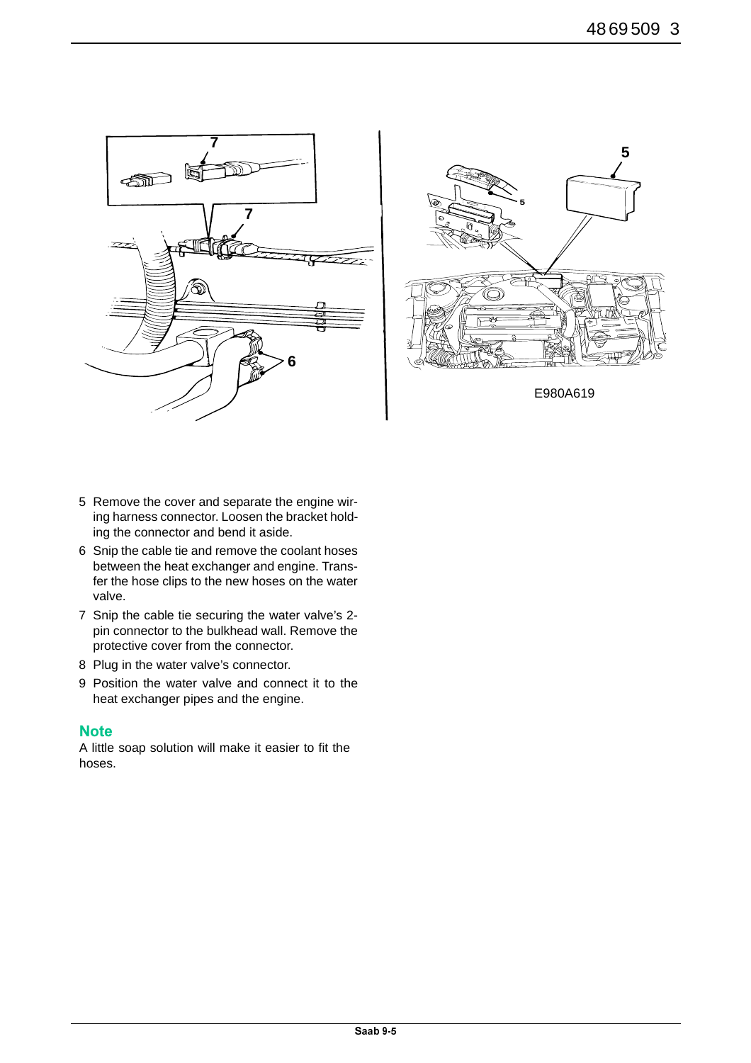E980A619

5 Remove the cover and separate the engine wiring harness connector. Loosen the bracket holding the connector and bend it aside.
6 Snip the cable tie and remove the coolant hoses between the heat exchanger and engine. Transfer the hose clips to the new hoses on the water valve.
7 Snip the cable tie securing the water valve's 2-pin connector to the bulkhead wall. Remove the protective cover from the connector.
8 Plug in the water valve's connector.
9 Position the water valve and connect it to the heat exchanger pipes and the engine.

**Note**

A little soap solution will make it easier to fit the hoses.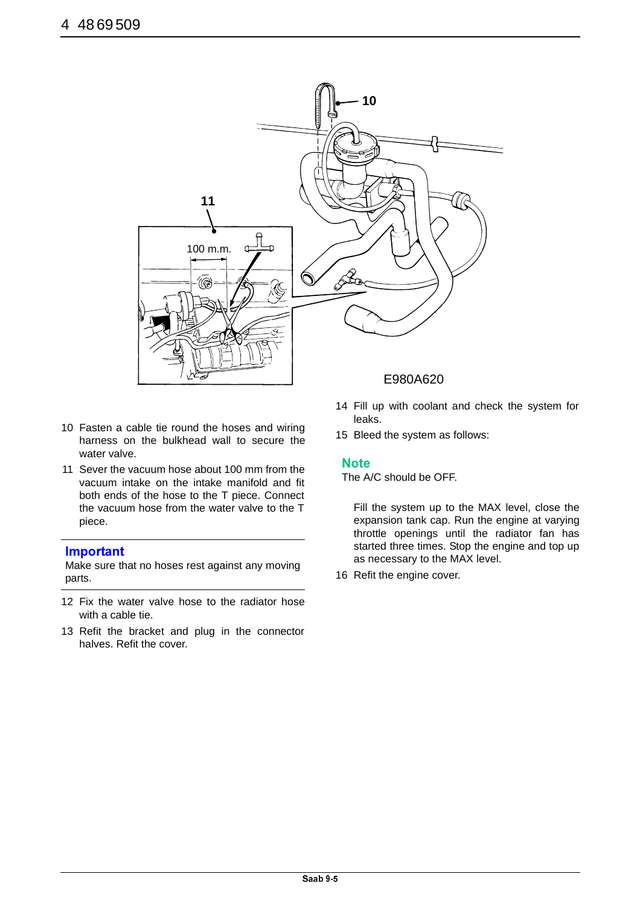10

11

100 m.m.

E980A620

10 Fasten a cable tie round the hoses and wiring harness on the bulkhead wall to secure the water valve.

11 Sever the vacuum hose about 100 mm from the vacuum intake on the intake manifold and fit both ends of the hose to the T piece. Connect the vacuum hose from the water valve to the T piece.

**Important**

Make sure that no hoses rest against any moving parts.

12 Fix the water valve hose to the radiator hose with a cable tie.

13 Refit the bracket and plug in the connector halves. Refit the cover.

14 Fill up with coolant and check the system for leaks.

15 Bleed the system as follows:

**Note**

The A/C should be OFF.

Fill the system up to the MAX level, close the expansion tank cap. Run the engine at varying throttle openings until the radiator fan has started three times. Stop the engine and top up as necessary to the MAX level.

16 Refit the engine cover.